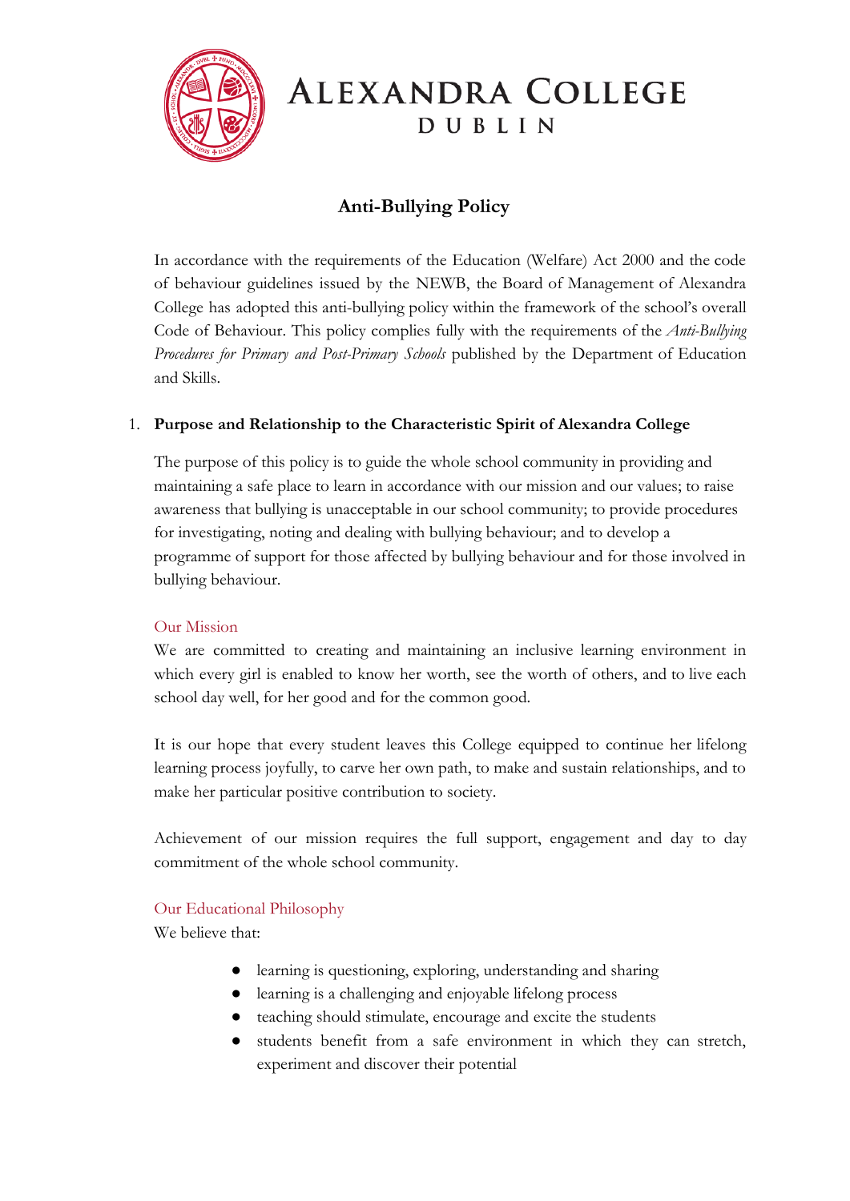# Alexandra College Dublin

## Anti-Bullying Policy

In accordance with the requirements of the Education (Welfare) Act 2000 and the code of behaviour guidelines issued by the NEWB, the Board of Management of Alexandra College has adopted this anti-bullying policy within the framework of the school's overall Code of Behaviour. This policy complies fully with the requirements of the *Anti-Bullying Procedures for Primary and Post-Primary Schools* published by the Department of Education and Skills.

1. **Purpose and Relationship to the Characteristic Spirit of Alexandra College**

The purpose of this policy is to guide the whole school community in providing and maintaining a safe place to learn in accordance with our mission and our values; to raise awareness that bullying is unacceptable in our school community; to provide procedures for investigating, noting and dealing with bullying behaviour; and to develop a programme of support for those affected by bullying behaviour and for those involved in bullying behaviour.

### Our Mission

We are committed to creating and maintaining an inclusive learning environment in which every girl is enabled to know her worth, see the worth of others, and to live each school day well, for her good and for the common good.

It is our hope that every student leaves this College equipped to continue her lifelong learning process joyfully, to carve her own path, to make and sustain relationships, and to make her particular positive contribution to society.

Achievement of our mission requires the full support, engagement and day to day commitment of the whole school community.

### Our Educational Philosophy

We believe that:

- learning is questioning, exploring, understanding and sharing
- learning is a challenging and enjoyable lifelong process
- teaching should stimulate, encourage and excite the students
- students benefit from a safe environment in which they can stretch, experiment and discover their potential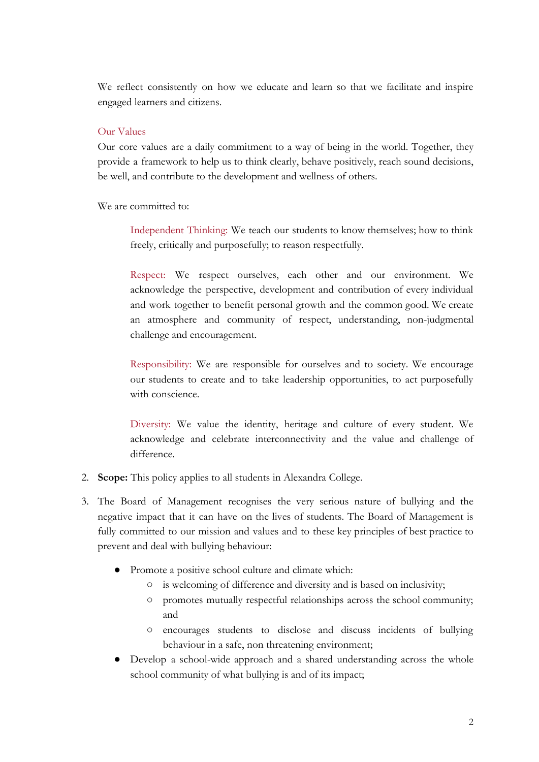We reflect consistently on how we educate and learn so that we facilitate and inspire engaged learners and citizens.

### Our Values

Our core values are a daily commitment to a way of being in the world. Together, they provide a framework to help us to think clearly, behave positively, reach sound decisions, be well, and contribute to the development and wellness of others.

We are committed to:

> Independent Thinking: We teach our students to know themselves; how to think freely, critically and purposefully; to reason respectfully.
>
> Respect: We respect ourselves, each other and our environment. We acknowledge the perspective, development and contribution of every individual and work together to benefit personal growth and the common good. We create an atmosphere and community of respect, understanding, non-judgmental challenge and encouragement.
>
> Responsibility: We are responsible for ourselves and to society. We encourage our students to create and to take leadership opportunities, to act purposefully with conscience.
>
> Diversity: We value the identity, heritage and culture of every student. We acknowledge and celebrate interconnectivity and the value and challenge of difference.

2. **Scope:** This policy applies to all students in Alexandra College.

3. The Board of Management recognises the very serious nature of bullying and the negative impact that it can have on the lives of students. The Board of Management is fully committed to our mission and values and to these key principles of best practice to prevent and deal with bullying behaviour:

    - Promote a positive school culture and climate which:
        - is welcoming of difference and diversity and is based on inclusivity;
        - promotes mutually respectful relationships across the school community; and
        - encourages students to disclose and discuss incidents of bullying behaviour in a safe, non threatening environment;
    - Develop a school-wide approach and a shared understanding across the whole school community of what bullying is and of its impact;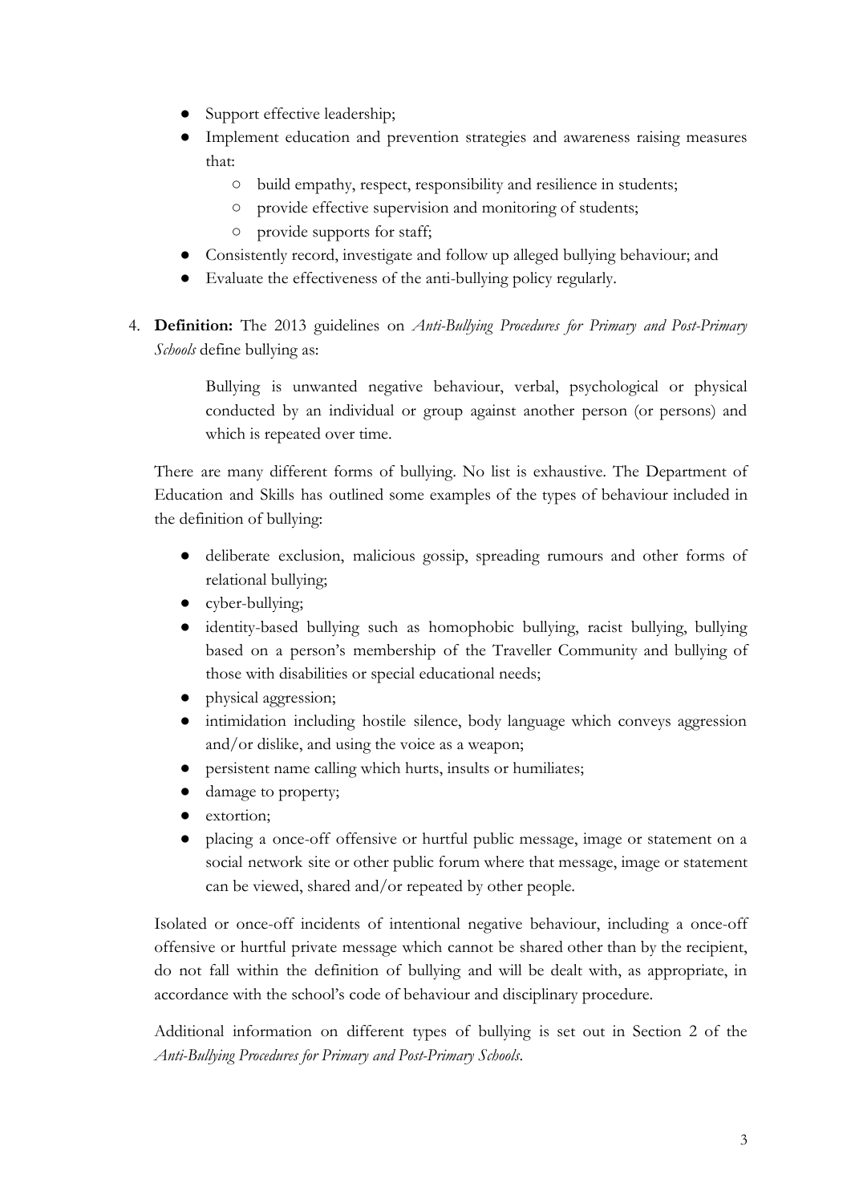- Support effective leadership;
- Implement education and prevention strategies and awareness raising measures that:
  - build empathy, respect, responsibility and resilience in students;
  - provide effective supervision and monitoring of students;
  - provide supports for staff;
- Consistently record, investigate and follow up alleged bullying behaviour; and
- Evaluate the effectiveness of the anti-bullying policy regularly.

4. **Definition:** The 2013 guidelines on *Anti-Bullying Procedures for Primary and Post-Primary Schools* define bullying as:

   > Bullying is unwanted negative behaviour, verbal, psychological or physical conducted by an individual or group against another person (or persons) and which is repeated over time.

   There are many different forms of bullying. No list is exhaustive. The Department of Education and Skills has outlined some examples of the types of behaviour included in the definition of bullying:

   - deliberate exclusion, malicious gossip, spreading rumours and other forms of relational bullying;
   - cyber-bullying;
   - identity-based bullying such as homophobic bullying, racist bullying, bullying based on a person's membership of the Traveller Community and bullying of those with disabilities or special educational needs;
   - physical aggression;
   - intimidation including hostile silence, body language which conveys aggression and/or dislike, and using the voice as a weapon;
   - persistent name calling which hurts, insults or humiliates;
   - damage to property;
   - extortion;
   - placing a once-off offensive or hurtful public message, image or statement on a social network site or other public forum where that message, image or statement can be viewed, shared and/or repeated by other people.

   Isolated or once-off incidents of intentional negative behaviour, including a once-off offensive or hurtful private message which cannot be shared other than by the recipient, do not fall within the definition of bullying and will be dealt with, as appropriate, in accordance with the school's code of behaviour and disciplinary procedure.

   Additional information on different types of bullying is set out in Section 2 of the *Anti-Bullying Procedures for Primary and Post-Primary Schools*.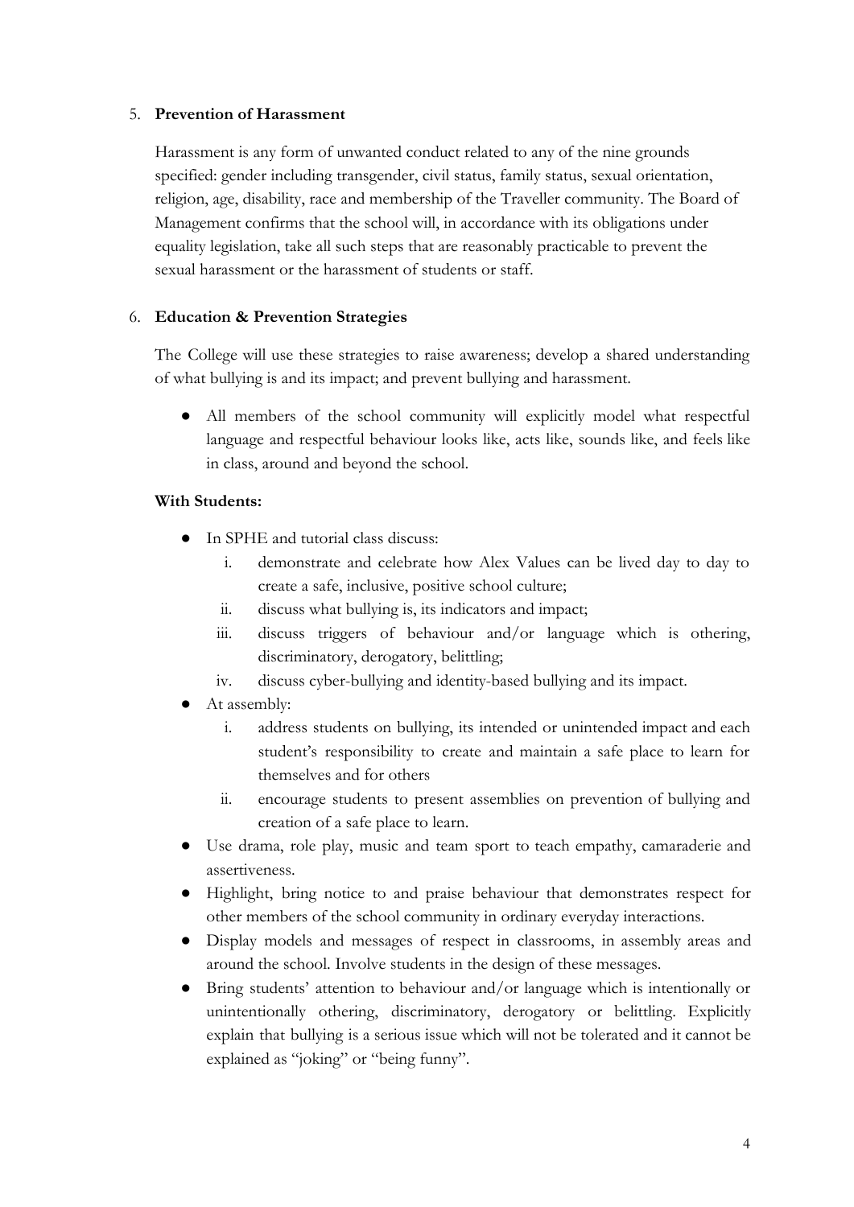5. **Prevention of Harassment**

   Harassment is any form of unwanted conduct related to any of the nine grounds specified: gender including transgender, civil status, family status, sexual orientation, religion, age, disability, race and membership of the Traveller community. The Board of Management confirms that the school will, in accordance with its obligations under equality legislation, take all such steps that are reasonably practicable to prevent the sexual harassment or the harassment of students or staff.

6. **Education & Prevention Strategies**

   The College will use these strategies to raise awareness; develop a shared understanding of what bullying is and its impact; and prevent bullying and harassment.

   - All members of the school community will explicitly model what respectful language and respectful behaviour looks like, acts like, sounds like, and feels like in class, around and beyond the school.

   **With Students:**

   - In SPHE and tutorial class discuss:
     i. demonstrate and celebrate how Alex Values can be lived day to day to create a safe, inclusive, positive school culture;
     ii. discuss what bullying is, its indicators and impact;
     iii. discuss triggers of behaviour and/or language which is othering, discriminatory, derogatory, belittling;
     iv. discuss cyber-bullying and identity-based bullying and its impact.
   - At assembly:
     i. address students on bullying, its intended or unintended impact and each student's responsibility to create and maintain a safe place to learn for themselves and for others
     ii. encourage students to present assemblies on prevention of bullying and creation of a safe place to learn.
   - Use drama, role play, music and team sport to teach empathy, camaraderie and assertiveness.
   - Highlight, bring notice to and praise behaviour that demonstrates respect for other members of the school community in ordinary everyday interactions.
   - Display models and messages of respect in classrooms, in assembly areas and around the school. Involve students in the design of these messages.
   - Bring students' attention to behaviour and/or language which is intentionally or unintentionally othering, discriminatory, derogatory or belittling. Explicitly explain that bullying is a serious issue which will not be tolerated and it cannot be explained as "joking" or "being funny".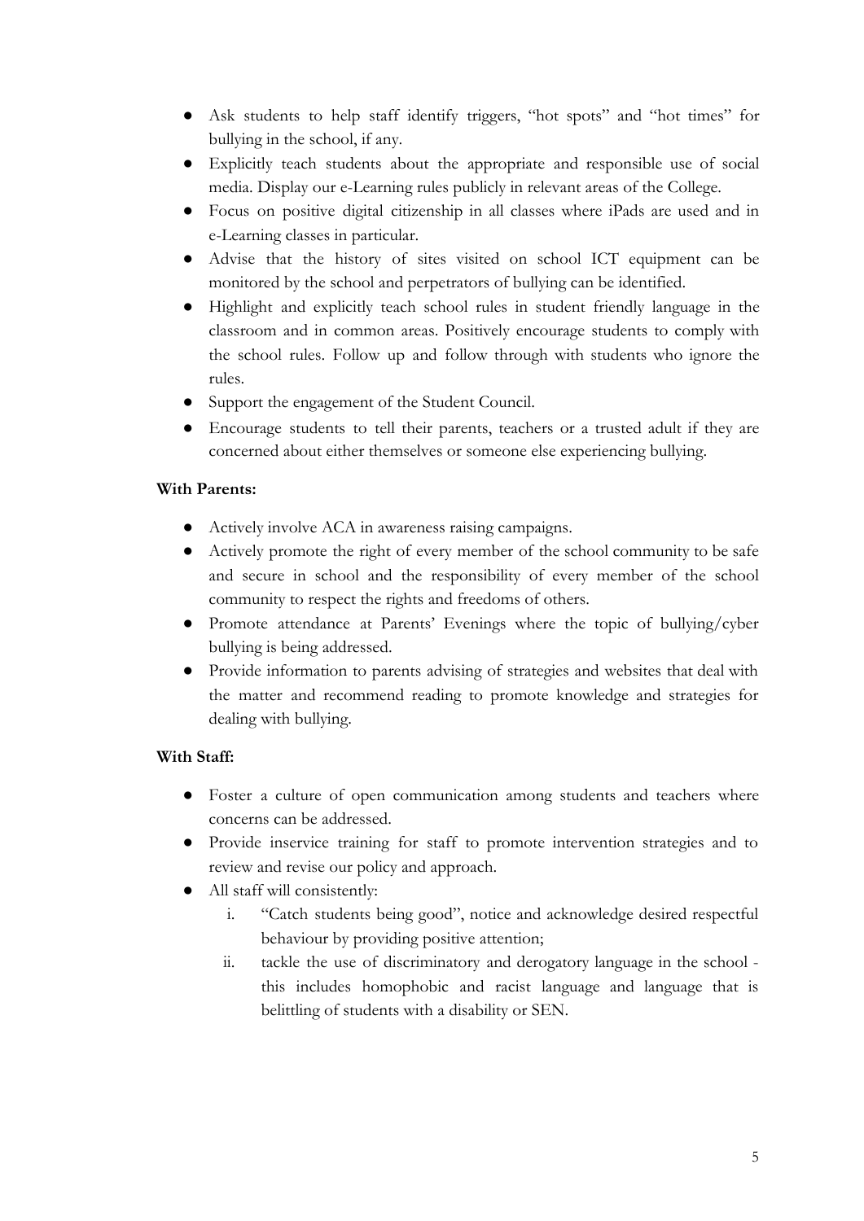- Ask students to help staff identify triggers, "hot spots" and "hot times" for bullying in the school, if any.
- Explicitly teach students about the appropriate and responsible use of social media. Display our e-Learning rules publicly in relevant areas of the College.
- Focus on positive digital citizenship in all classes where iPads are used and in e-Learning classes in particular.
- Advise that the history of sites visited on school ICT equipment can be monitored by the school and perpetrators of bullying can be identified.
- Highlight and explicitly teach school rules in student friendly language in the classroom and in common areas. Positively encourage students to comply with the school rules. Follow up and follow through with students who ignore the rules.
- Support the engagement of the Student Council.
- Encourage students to tell their parents, teachers or a trusted adult if they are concerned about either themselves or someone else experiencing bullying.

**With Parents:**

- Actively involve ACA in awareness raising campaigns.
- Actively promote the right of every member of the school community to be safe and secure in school and the responsibility of every member of the school community to respect the rights and freedoms of others.
- Promote attendance at Parents' Evenings where the topic of bullying/cyber bullying is being addressed.
- Provide information to parents advising of strategies and websites that deal with the matter and recommend reading to promote knowledge and strategies for dealing with bullying.

**With Staff:**

- Foster a culture of open communication among students and teachers where concerns can be addressed.
- Provide inservice training for staff to promote intervention strategies and to review and revise our policy and approach.
- All staff will consistently:
    1. "Catch students being good", notice and acknowledge desired respectful behaviour by providing positive attention;
    2. tackle the use of discriminatory and derogatory language in the school - this includes homophobic and racist language and language that is belittling of students with a disability or SEN.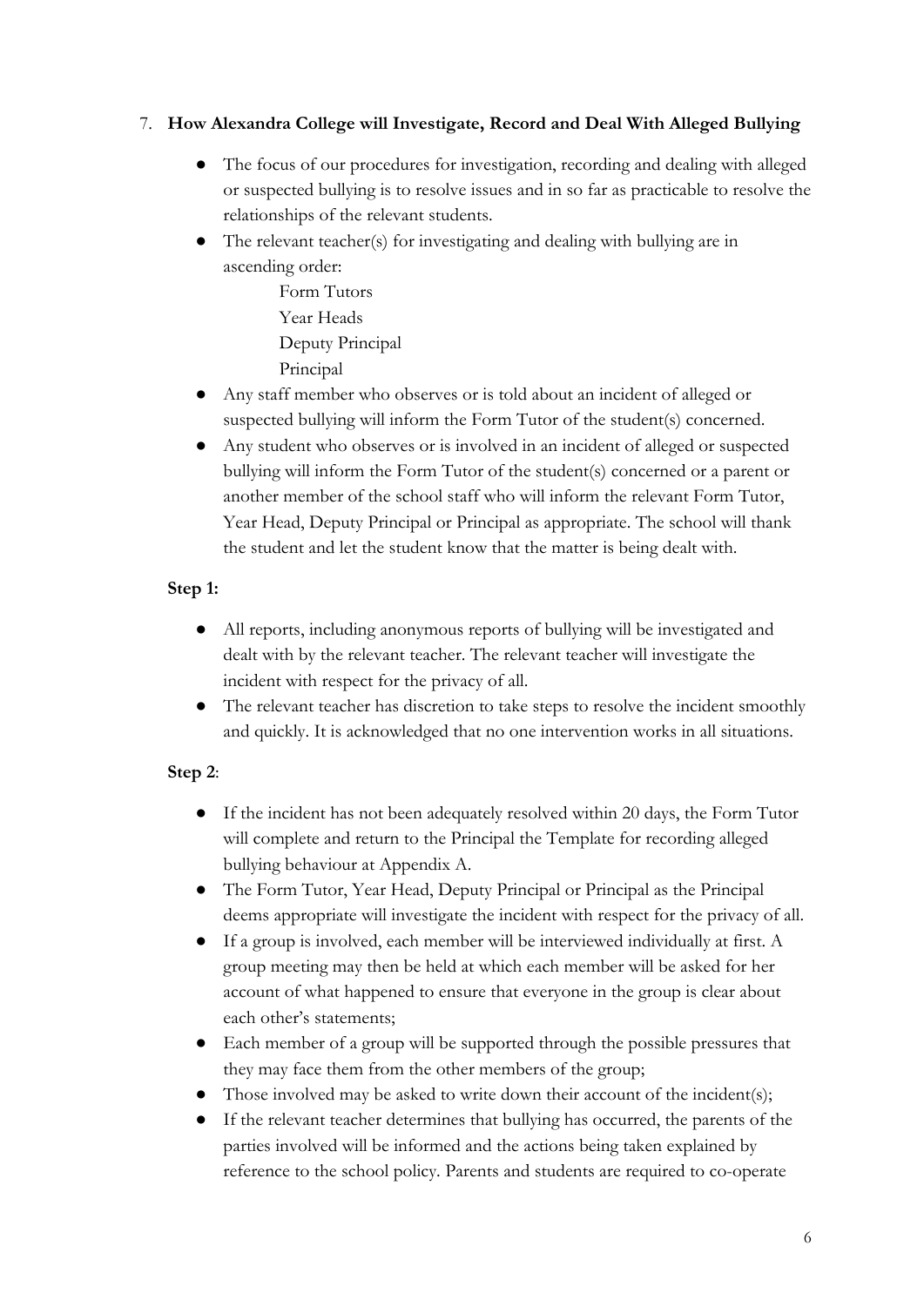7. **How Alexandra College will Investigate, Record and Deal With Alleged Bullying**

- The focus of our procedures for investigation, recording and dealing with alleged or suspected bullying is to resolve issues and in so far as practicable to resolve the relationships of the relevant students.
- The relevant teacher(s) for investigating and dealing with bullying are in ascending order:

  Form Tutors
  Year Heads
  Deputy Principal
  Principal

- Any staff member who observes or is told about an incident of alleged or suspected bullying will inform the Form Tutor of the student(s) concerned.
- Any student who observes or is involved in an incident of alleged or suspected bullying will inform the Form Tutor of the student(s) concerned or a parent or another member of the school staff who will inform the relevant Form Tutor, Year Head, Deputy Principal or Principal as appropriate. The school will thank the student and let the student know that the matter is being dealt with.

**Step 1:**

- All reports, including anonymous reports of bullying will be investigated and dealt with by the relevant teacher. The relevant teacher will investigate the incident with respect for the privacy of all.
- The relevant teacher has discretion to take steps to resolve the incident smoothly and quickly. It is acknowledged that no one intervention works in all situations.

**Step 2**:

- If the incident has not been adequately resolved within 20 days, the Form Tutor will complete and return to the Principal the Template for recording alleged bullying behaviour at Appendix A.
- The Form Tutor, Year Head, Deputy Principal or Principal as the Principal deems appropriate will investigate the incident with respect for the privacy of all.
- If a group is involved, each member will be interviewed individually at first. A group meeting may then be held at which each member will be asked for her account of what happened to ensure that everyone in the group is clear about each other's statements;
- Each member of a group will be supported through the possible pressures that they may face them from the other members of the group;
- Those involved may be asked to write down their account of the incident(s);
- If the relevant teacher determines that bullying has occurred, the parents of the parties involved will be informed and the actions being taken explained by reference to the school policy. Parents and students are required to co-operate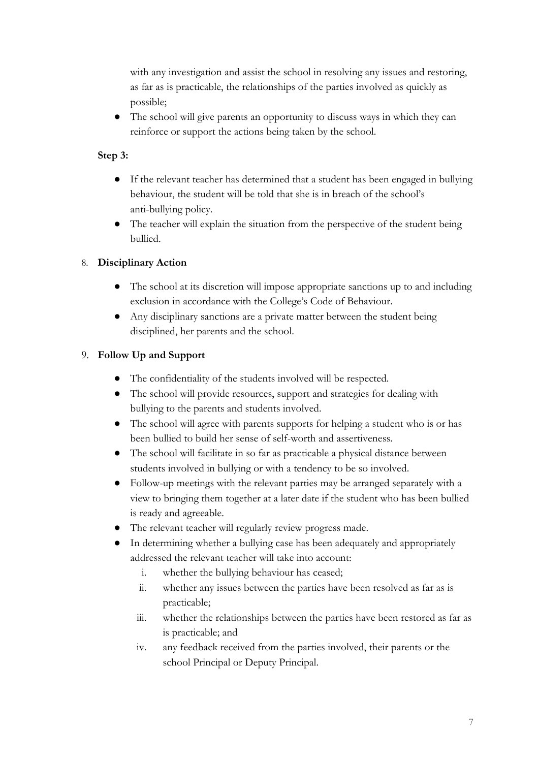with any investigation and assist the school in resolving any issues and restoring, as far as is practicable, the relationships of the parties involved as quickly as possible;

- The school will give parents an opportunity to discuss ways in which they can reinforce or support the actions being taken by the school.

**Step 3:**

- If the relevant teacher has determined that a student has been engaged in bullying behaviour, the student will be told that she is in breach of the school's anti-bullying policy.
- The teacher will explain the situation from the perspective of the student being bullied.

8. **Disciplinary Action**

- The school at its discretion will impose appropriate sanctions up to and including exclusion in accordance with the College's Code of Behaviour.
- Any disciplinary sanctions are a private matter between the student being disciplined, her parents and the school.

9. **Follow Up and Support**

- The confidentiality of the students involved will be respected.
- The school will provide resources, support and strategies for dealing with bullying to the parents and students involved.
- The school will agree with parents supports for helping a student who is or has been bullied to build her sense of self-worth and assertiveness.
- The school will facilitate in so far as practicable a physical distance between students involved in bullying or with a tendency to be so involved.
- Follow-up meetings with the relevant parties may be arranged separately with a view to bringing them together at a later date if the student who has been bullied is ready and agreeable.
- The relevant teacher will regularly review progress made.
- In determining whether a bullying case has been adequately and appropriately addressed the relevant teacher will take into account:
    i. whether the bullying behaviour has ceased;
    ii. whether any issues between the parties have been resolved as far as is practicable;
    iii. whether the relationships between the parties have been restored as far as is practicable; and
    iv. any feedback received from the parties involved, their parents or the school Principal or Deputy Principal.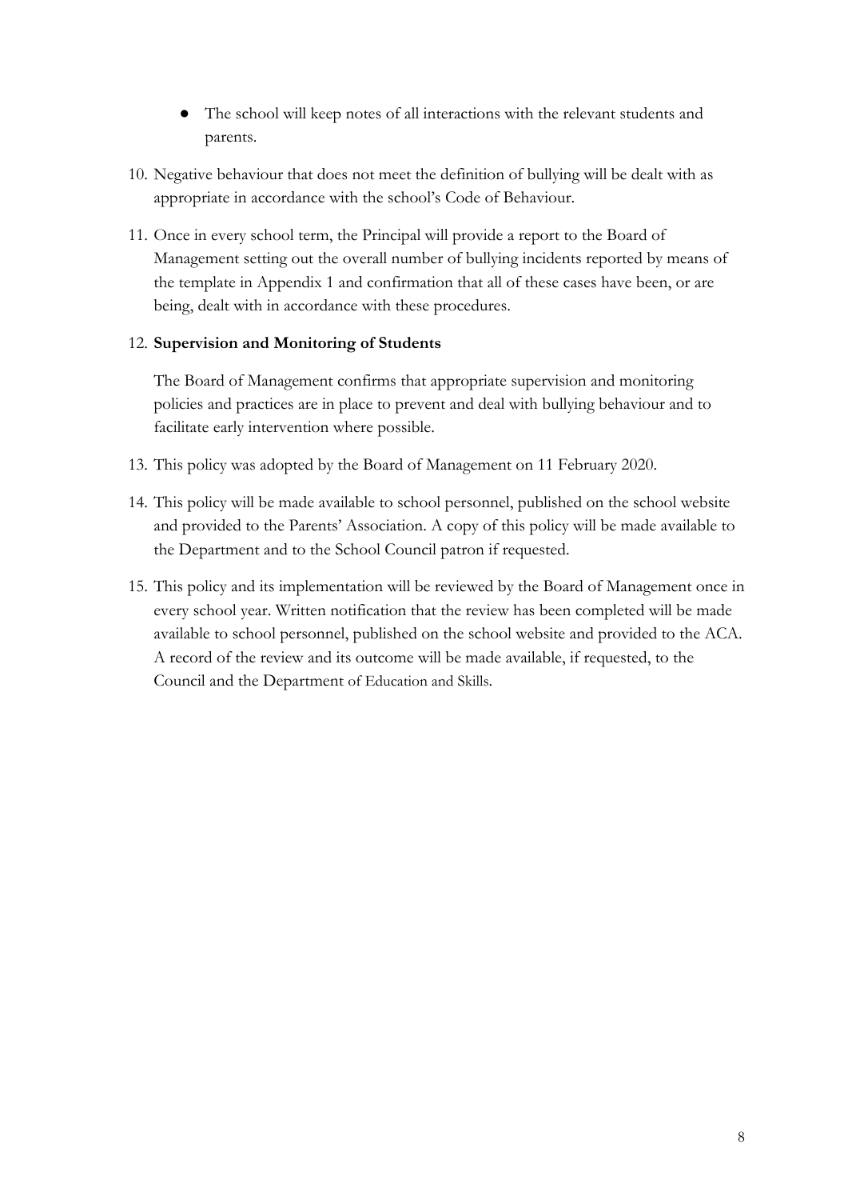- The school will keep notes of all interactions with the relevant students and parents.

10. Negative behaviour that does not meet the definition of bullying will be dealt with as appropriate in accordance with the school's Code of Behaviour.

11. Once in every school term, the Principal will provide a report to the Board of Management setting out the overall number of bullying incidents reported by means of the template in Appendix 1 and confirmation that all of these cases have been, or are being, dealt with in accordance with these procedures.

12. **Supervision and Monitoring of Students**

    The Board of Management confirms that appropriate supervision and monitoring policies and practices are in place to prevent and deal with bullying behaviour and to facilitate early intervention where possible.

13. This policy was adopted by the Board of Management on 11 February 2020.

14. This policy will be made available to school personnel, published on the school website and provided to the Parents' Association. A copy of this policy will be made available to the Department and to the School Council patron if requested.

15. This policy and its implementation will be reviewed by the Board of Management once in every school year. Written notification that the review has been completed will be made available to school personnel, published on the school website and provided to the ACA. A record of the review and its outcome will be made available, if requested, to the Council and the Department of Education and Skills.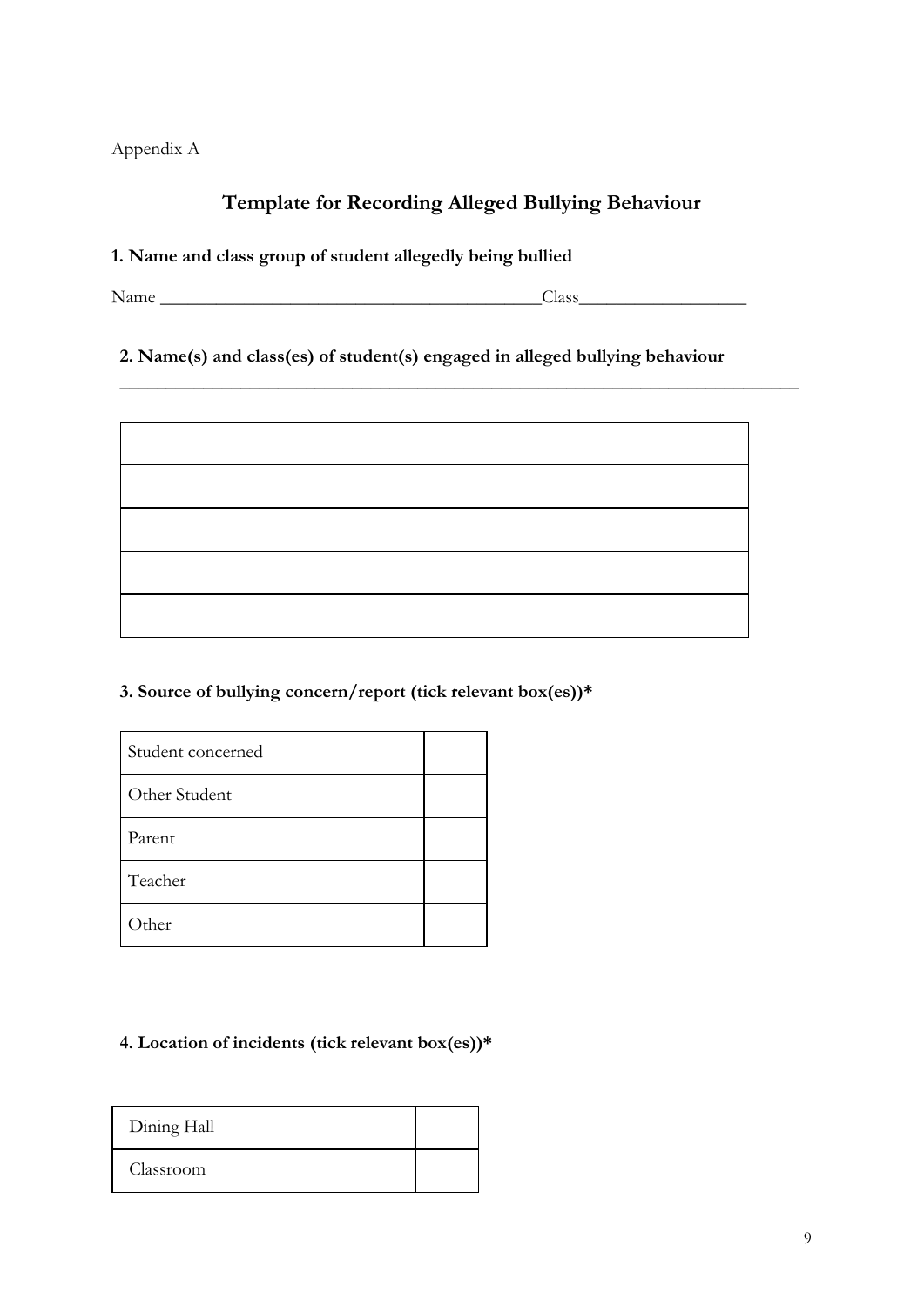Appendix A

## Template for Recording Alleged Bullying Behaviour

**1. Name and class group of student allegedly being bullied**

Name ___________________________________________Class__________________

**2. Name(s) and class(es) of student(s) engaged in alleged bullying behaviour**

_______________________________________________________________________________

| |
|---|
| |
| |
| |
| |
| |

**3. Source of bullying concern/report (tick relevant box(es))***

| | |
|---|---|
| Student concerned | |
| Other Student | |
| Parent | |
| Teacher | |
| Other | |

**4. Location of incidents (tick relevant box(es))***

| | |
|---|---|
| Dining Hall | |
| Classroom | |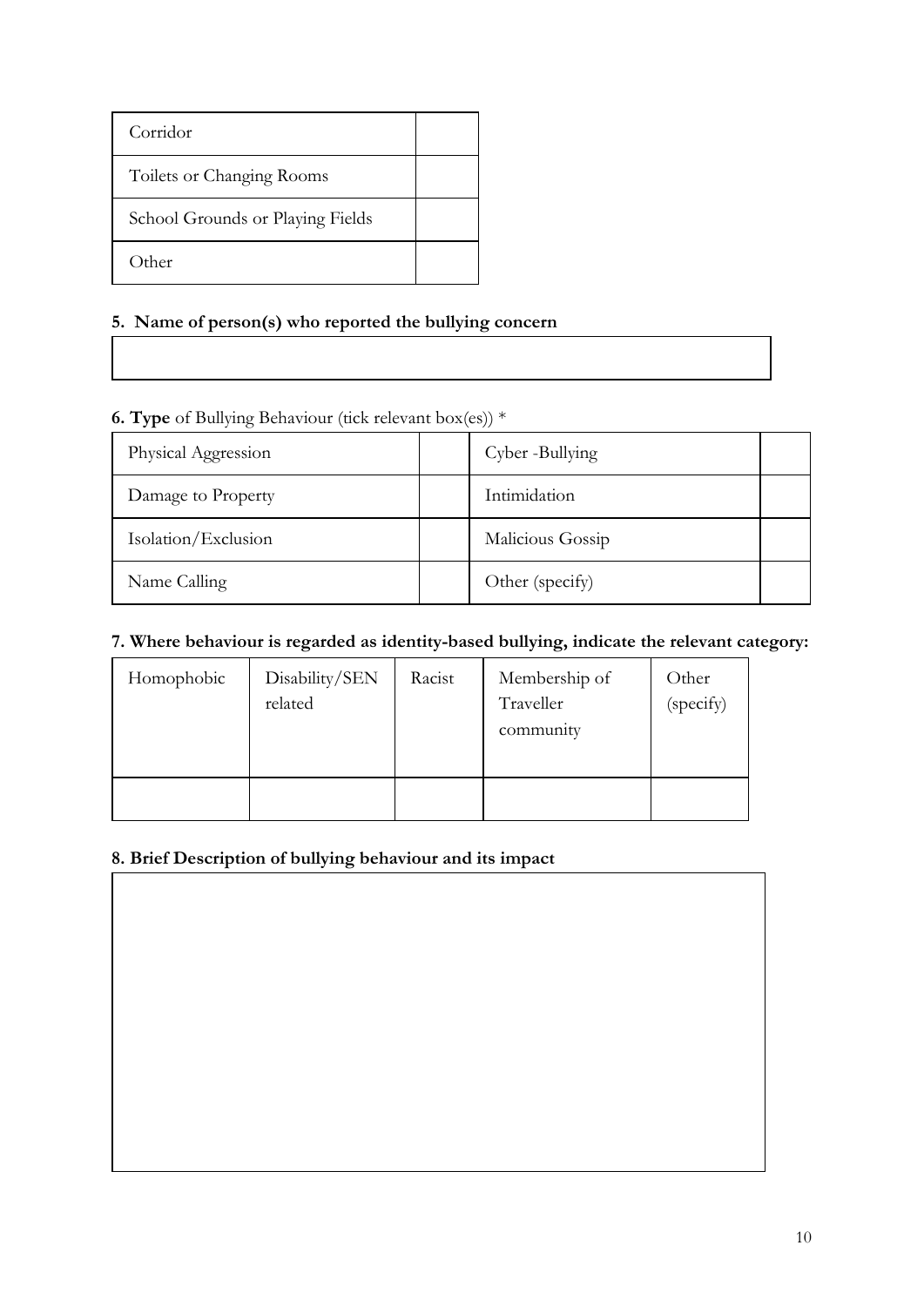| Corridor | |
|---|---|
| Toilets or Changing Rooms | |
| School Grounds or Playing Fields | |
| Other | |

**5. Name of person(s) who reported the bullying concern**

| |
|---|
| |

**6. Type** of Bullying Behaviour (tick relevant box(es)) *

| Physical Aggression | | Cyber -Bullying | |
|---|---|---|---|
| Damage to Property | | Intimidation | |
| Isolation/Exclusion | | Malicious Gossip | |
| Name Calling | | Other (specify) | |

**7. Where behaviour is regarded as identity-based bullying, indicate the relevant category:**

| Homophobic | Disability/SEN related | Racist | Membership of Traveller community | Other (specify) |
|---|---|---|---|---|
| | | | | |

**8. Brief Description of bullying behaviour and its impact**

| |
|---|
| |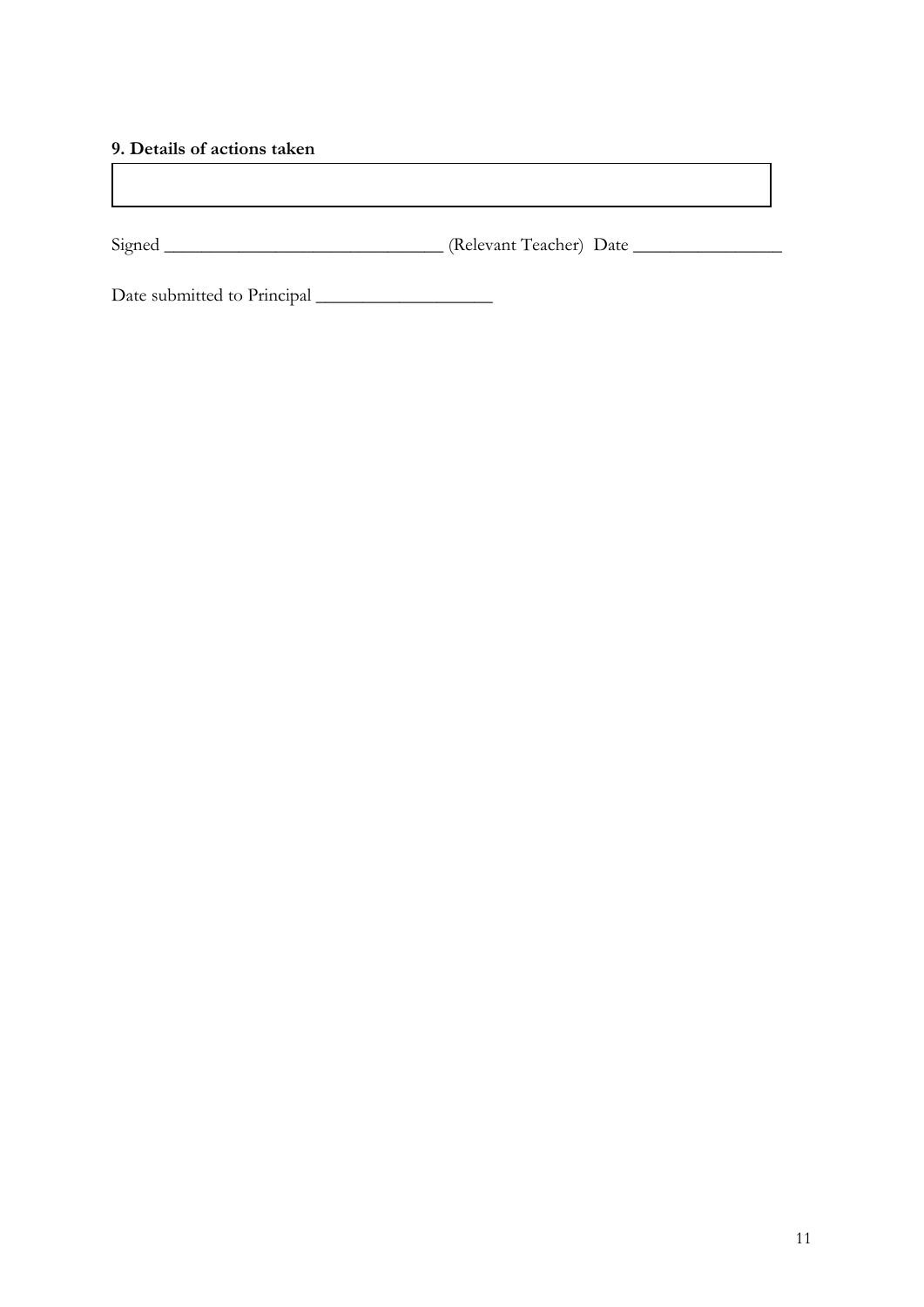**9. Details of actions taken**

| |
|---|
| |

Signed ______________________________ (Relevant Teacher) Date ________________

Date submitted to Principal ___________________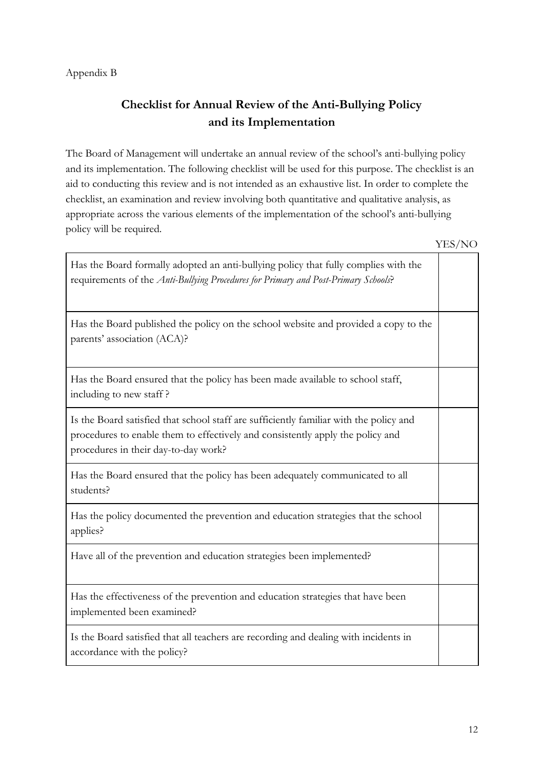Appendix B

## Checklist for Annual Review of the Anti-Bullying Policy and its Implementation

The Board of Management will undertake an annual review of the school's anti-bullying policy and its implementation. The following checklist will be used for this purpose. The checklist is an aid to conducting this review and is not intended as an exhaustive list. In order to complete the checklist, an examination and review involving both quantitative and qualitative analysis, as appropriate across the various elements of the implementation of the school's anti-bullying policy will be required.

| | YES/NO |
|---|---|
| Has the Board formally adopted an anti-bullying policy that fully complies with the requirements of the *Anti-Bullying Procedures for Primary and Post-Primary Schools*? | |
| Has the Board published the policy on the school website and provided a copy to the parents' association (ACA)? | |
| Has the Board ensured that the policy has been made available to school staff, including to new staff ? | |
| Is the Board satisfied that school staff are sufficiently familiar with the policy and procedures to enable them to effectively and consistently apply the policy and procedures in their day-to-day work? | |
| Has the Board ensured that the policy has been adequately communicated to all students? | |
| Has the policy documented the prevention and education strategies that the school applies? | |
| Have all of the prevention and education strategies been implemented? | |
| Has the effectiveness of the prevention and education strategies that have been implemented been examined? | |
| Is the Board satisfied that all teachers are recording and dealing with incidents in accordance with the policy? | |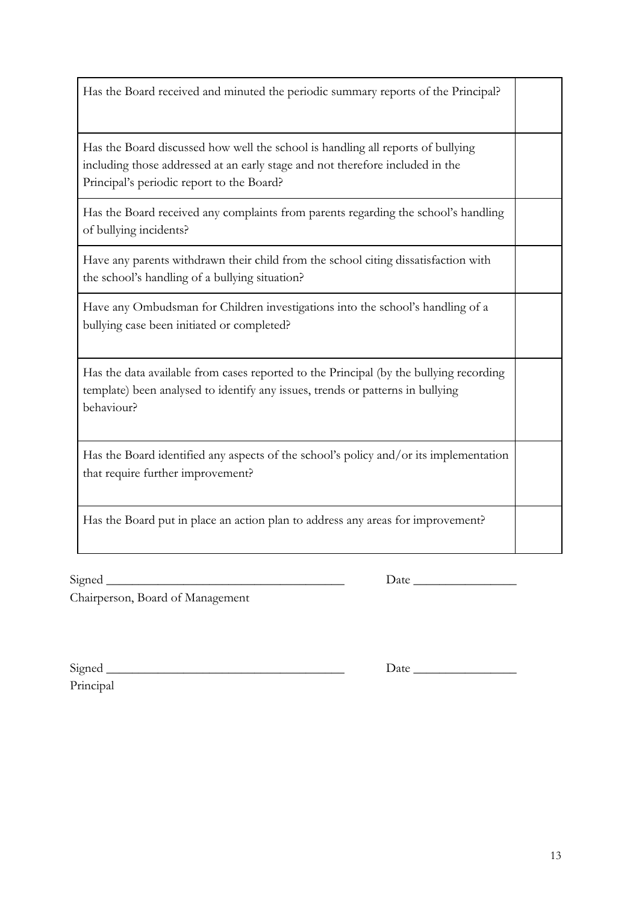| | |
|---|---|
| Has the Board received and minuted the periodic summary reports of the Principal? | |
| Has the Board discussed how well the school is handling all reports of bullying including those addressed at an early stage and not therefore included in the Principal's periodic report to the Board? | |
| Has the Board received any complaints from parents regarding the school's handling of bullying incidents? | |
| Have any parents withdrawn their child from the school citing dissatisfaction with the school's handling of a bullying situation? | |
| Have any Ombudsman for Children investigations into the school's handling of a bullying case been initiated or completed? | |
| Has the data available from cases reported to the Principal (by the bullying recording template) been analysed to identify any issues, trends or patterns in bullying behaviour? | |
| Has the Board identified any aspects of the school's policy and/or its implementation that require further improvement? | |
| Has the Board put in place an action plan to address any areas for improvement? | |

Signed ______________________________________ Date ________________

Chairperson, Board of Management

Signed ______________________________________ Date ________________

Principal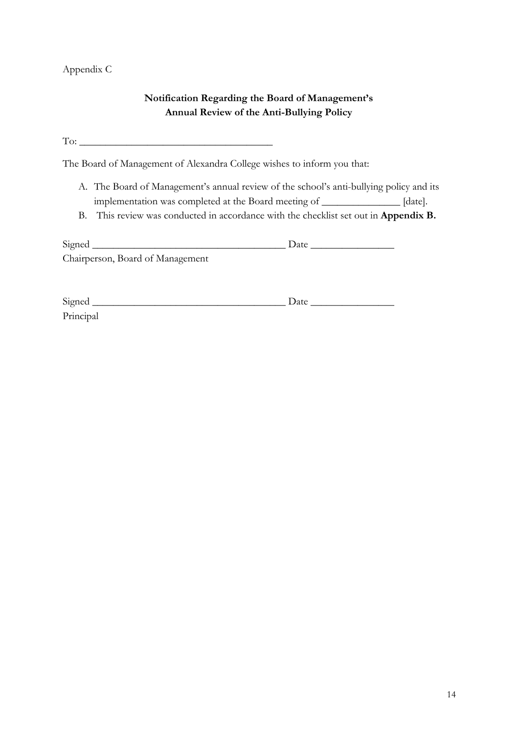Appendix C

**Notification Regarding the Board of Management's**
**Annual Review of the Anti-Bullying Policy**

To: ______________________________________

The Board of Management of Alexandra College wishes to inform you that:

A. The Board of Management's annual review of the school's anti-bullying policy and its implementation was completed at the Board meeting of _______________ [date].
B. This review was conducted in accordance with the checklist set out in **Appendix B.**

Signed ______________________________________ Date ________________
Chairperson, Board of Management

Signed ______________________________________ Date ________________
Principal